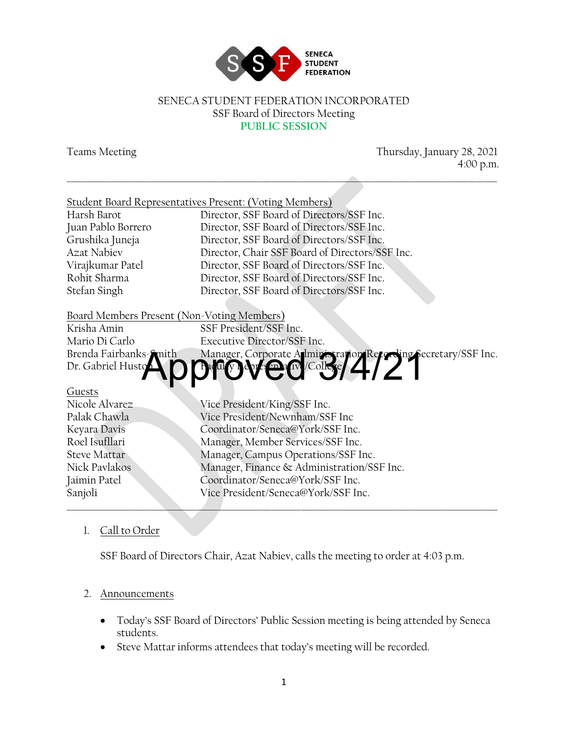SENECA STUDENT FEDERATION INCORPORATED
SSF Board of Directors Meeting
PUBLIC SESSION

Teams Meeting

Thursday, January 28, 2021
4:00 p.m.

---

Student Board Representatives Present: (Voting Members)

| | |
|---|---|
| Harsh Barot | Director, SSF Board of Directors/SSF Inc. |
| Juan Pablo Borrero | Director, SSF Board of Directors/SSF Inc. |
| Grushika Juneja | Director, SSF Board of Directors/SSF Inc. |
| Azat Nabiev | Director, Chair SSF Board of Directors/SSF Inc. |
| Virajkumar Patel | Director, SSF Board of Directors/SSF Inc. |
| Rohit Sharma | Director, SSF Board of Directors/SSF Inc. |
| Stefan Singh | Director, SSF Board of Directors/SSF Inc. |

Board Members Present (Non-Voting Members)

| | |
|---|---|
| Krisha Amin | SSF President/SSF Inc. |
| Mario Di Carlo | Executive Director/SSF Inc. |
| Brenda Fairbanks-Smith | Manager, Corporate Administration/Recording Secretary/SSF Inc. |
| Dr. Gabriel Huston | Faculty Representative/College |

Approved 3/4/21

Guests

| | |
|---|---|
| Nicole Alvarez | Vice President/King/SSF Inc. |
| Palak Chawla | Vice President/Newnham/SSF Inc |
| Keyara Davis | Coordinator/Seneca@York/SSF Inc. |
| Roel Isufllari | Manager, Member Services/SSF Inc. |
| Steve Mattar | Manager, Campus Operations/SSF Inc. |
| Nick Pavlakos | Manager, Finance & Administration/SSF Inc. |
| Jaimin Patel | Coordinator/Seneca@York/SSF Inc. |
| Sanjoli | Vice President/Seneca@York/SSF Inc. |

---

1. Call to Order

   SSF Board of Directors Chair, Azat Nabiev, calls the meeting to order at 4:03 p.m.

2. Announcements

   - Today's SSF Board of Directors' Public Session meeting is being attended by Seneca students.
   - Steve Mattar informs attendees that today's meeting will be recorded.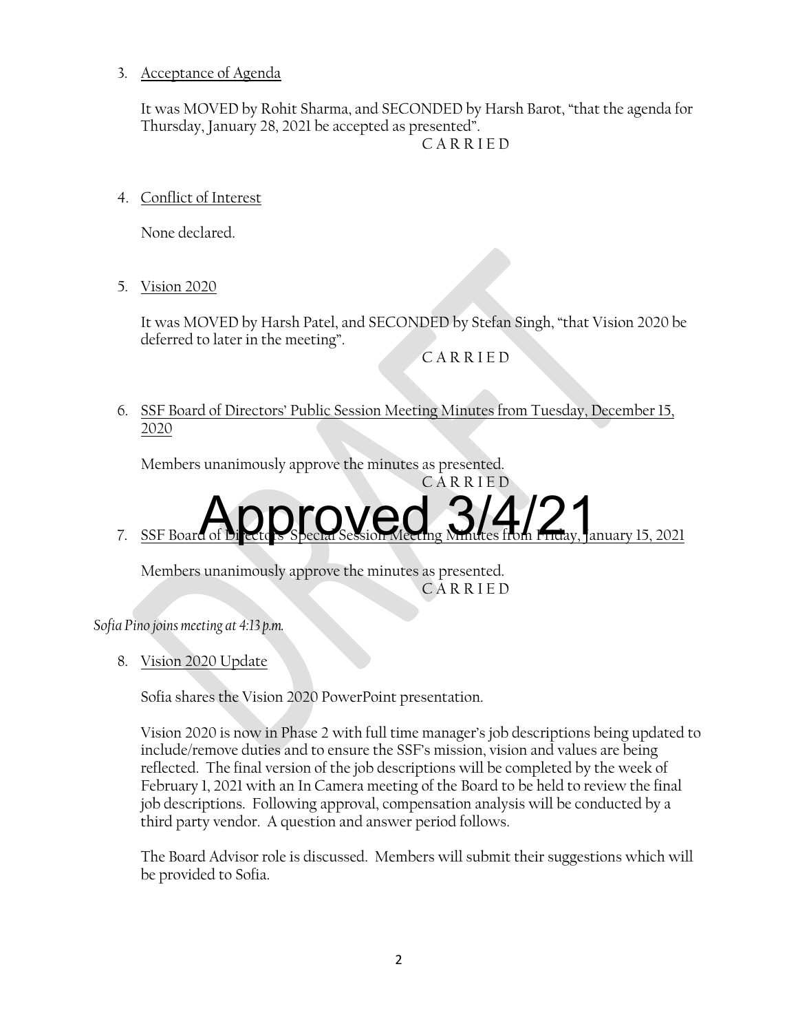3. Acceptance of Agenda

   It was MOVED by Rohit Sharma, and SECONDED by Harsh Barot, "that the agenda for Thursday, January 28, 2021 be accepted as presented".

   C A R R I E D

4. Conflict of Interest

   None declared.

5. Vision 2020

   It was MOVED by Harsh Patel, and SECONDED by Stefan Singh, "that Vision 2020 be deferred to later in the meeting".

   C A R R I E D

6. SSF Board of Directors' Public Session Meeting Minutes from Tuesday, December 15, 2020

   Members unanimously approve the minutes as presented.

   C A R R I E D

Approved 3/4/21

7. SSF Board of Directors' Special Session Meeting Minutes from Friday, January 15, 2021

   Members unanimously approve the minutes as presented.

   C A R R I E D

*Sofia Pino joins meeting at 4:13 p.m.*

8. Vision 2020 Update

   Sofia shares the Vision 2020 PowerPoint presentation.

   Vision 2020 is now in Phase 2 with full time manager's job descriptions being updated to include/remove duties and to ensure the SSF's mission, vision and values are being reflected. The final version of the job descriptions will be completed by the week of February 1, 2021 with an In Camera meeting of the Board to be held to review the final job descriptions. Following approval, compensation analysis will be conducted by a third party vendor. A question and answer period follows.

   The Board Advisor role is discussed. Members will submit their suggestions which will be provided to Sofia.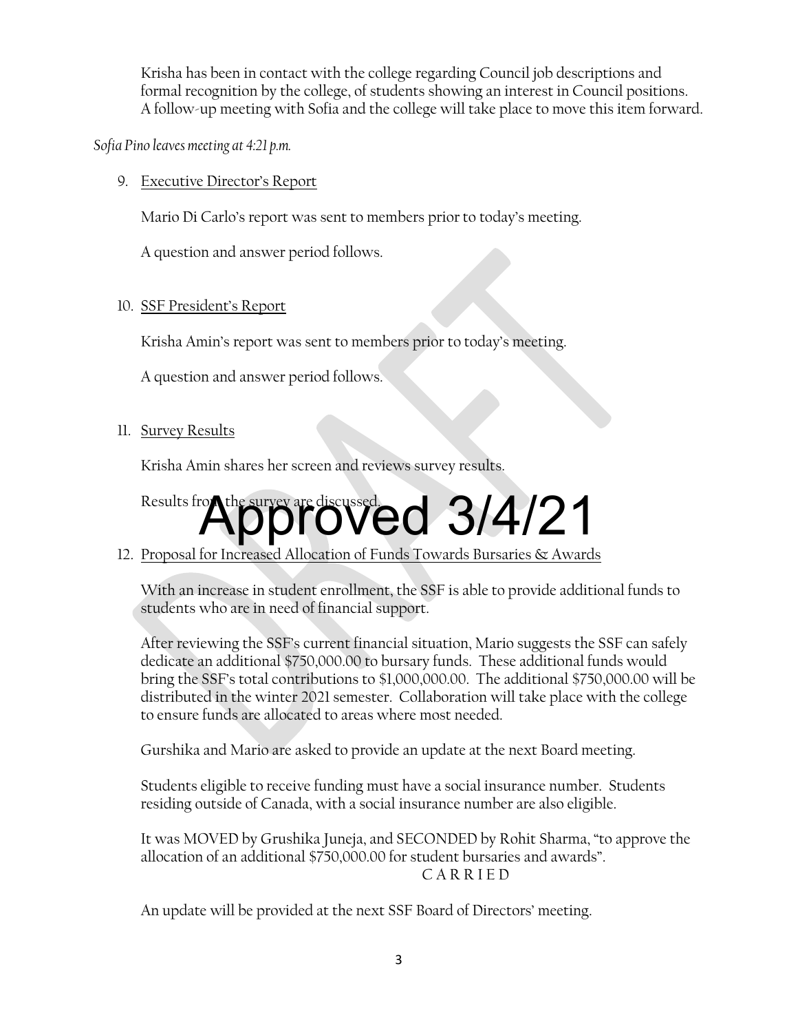Krisha has been in contact with the college regarding Council job descriptions and formal recognition by the college, of students showing an interest in Council positions. A follow-up meeting with Sofia and the college will take place to move this item forward.

*Sofia Pino leaves meeting at 4:21 p.m.*

9. Executive Director's Report

   Mario Di Carlo's report was sent to members prior to today's meeting.

   A question and answer period follows.

10. SSF President's Report

    Krisha Amin's report was sent to members prior to today's meeting.

    A question and answer period follows.

11. Survey Results

    Krisha Amin shares her screen and reviews survey results.

    Results from the survey are discussed.

Approved 3/4/21

12. Proposal for Increased Allocation of Funds Towards Bursaries & Awards

    With an increase in student enrollment, the SSF is able to provide additional funds to students who are in need of financial support.

    After reviewing the SSF's current financial situation, Mario suggests the SSF can safely dedicate an additional $750,000.00 to bursary funds. These additional funds would bring the SSF's total contributions to $1,000,000.00. The additional $750,000.00 will be distributed in the winter 2021 semester. Collaboration will take place with the college to ensure funds are allocated to areas where most needed.

    Gurshika and Mario are asked to provide an update at the next Board meeting.

    Students eligible to receive funding must have a social insurance number. Students residing outside of Canada, with a social insurance number are also eligible.

    It was MOVED by Grushika Juneja, and SECONDED by Rohit Sharma, "to approve the allocation of an additional $750,000.00 for student bursaries and awards".

    C A R R I E D

    An update will be provided at the next SSF Board of Directors' meeting.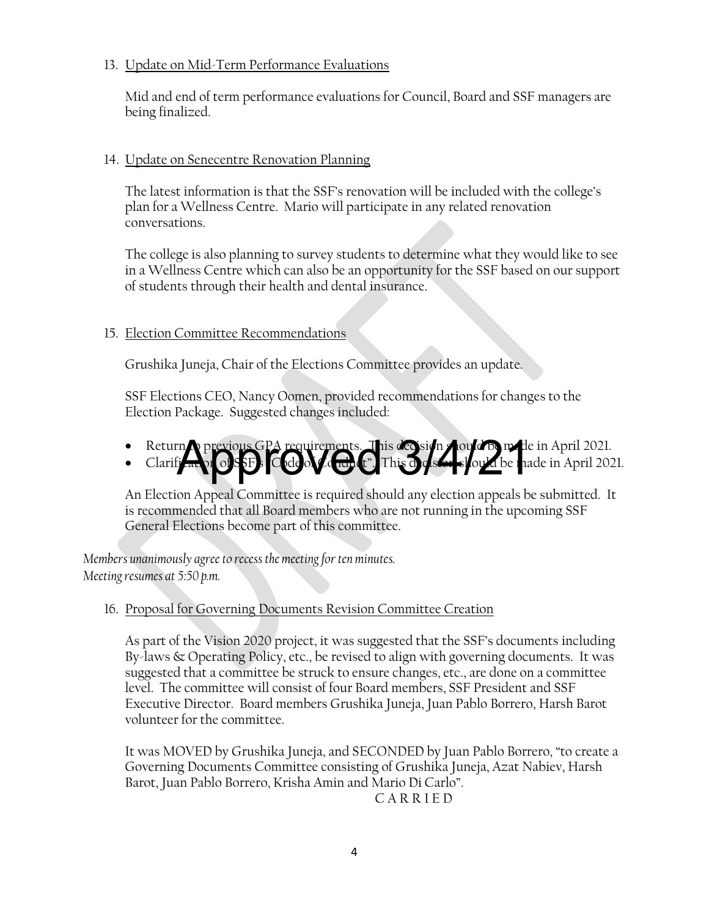13. Update on Mid-Term Performance Evaluations

    Mid and end of term performance evaluations for Council, Board and SSF managers are being finalized.

14. Update on Senecentre Renovation Planning

    The latest information is that the SSF's renovation will be included with the college's plan for a Wellness Centre. Mario will participate in any related renovation conversations.

    The college is also planning to survey students to determine what they would like to see in a Wellness Centre which can also be an opportunity for the SSF based on our support of students through their health and dental insurance.

15. Election Committee Recommendations

    Grushika Juneja, Chair of the Elections Committee provides an update.

    SSF Elections CEO, Nancy Oomen, provided recommendations for changes to the Election Package. Suggested changes included:

    - Return to previous GPA requirements. This decision should be made in April 2021.
    - Clarification of SSF's "Code of Conduct". This decision should be made in April 2021.

    Approved 3/4/21

    An Election Appeal Committee is required should any election appeals be submitted. It is recommended that all Board members who are not running in the upcoming SSF General Elections become part of this committee.

*Members unanimously agree to recess the meeting for ten minutes.*
*Meeting resumes at 5:50 p.m.*

16. Proposal for Governing Documents Revision Committee Creation

    As part of the Vision 2020 project, it was suggested that the SSF's documents including By-laws & Operating Policy, etc., be revised to align with governing documents. It was suggested that a committee be struck to ensure changes, etc., are done on a committee level. The committee will consist of four Board members, SSF President and SSF Executive Director. Board members Grushika Juneja, Juan Pablo Borrero, Harsh Barot volunteer for the committee.

    It was MOVED by Grushika Juneja, and SECONDED by Juan Pablo Borrero, "to create a Governing Documents Committee consisting of Grushika Juneja, Azat Nabiev, Harsh Barot, Juan Pablo Borrero, Krisha Amin and Mario Di Carlo".

    C A R R I E D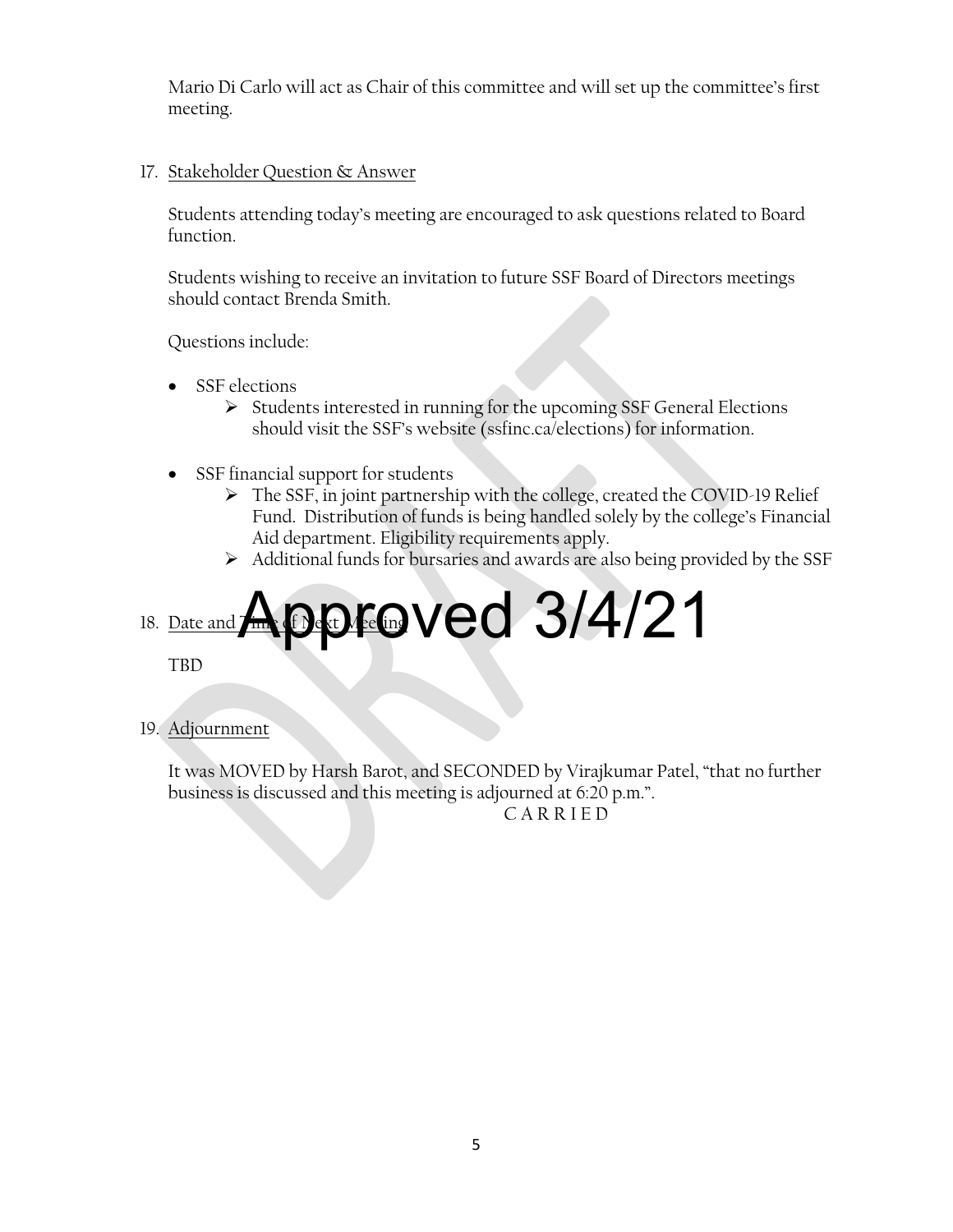Mario Di Carlo will act as Chair of this committee and will set up the committee's first meeting.

17. Stakeholder Question & Answer

Students attending today's meeting are encouraged to ask questions related to Board function.

Students wishing to receive an invitation to future SSF Board of Directors meetings should contact Brenda Smith.

Questions include:

- SSF elections
  - Students interested in running for the upcoming SSF General Elections should visit the SSF's website (ssfinc.ca/elections) for information.
- SSF financial support for students
  - The SSF, in joint partnership with the college, created the COVID-19 Relief Fund. Distribution of funds is being handled solely by the college's Financial Aid department. Eligibility requirements apply.
  - Additional funds for bursaries and awards are also being provided by the SSF

Approved 3/4/21

18. Date and Time of Next Meeting

TBD

19. Adjournment

It was MOVED by Harsh Barot, and SECONDED by Virajkumar Patel, "that no further business is discussed and this meeting is adjourned at 6:20 p.m.".

C A R R I E D